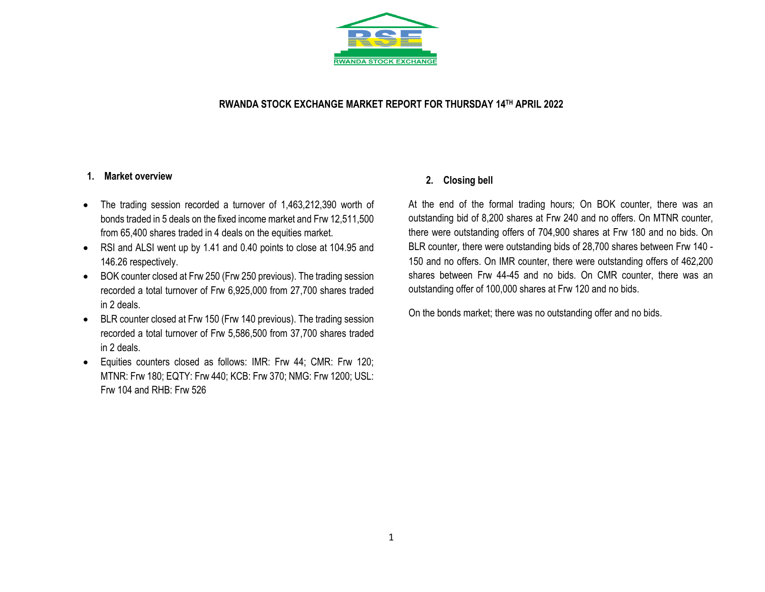RWANDA STOCK EXCHANGE

# RWANDA STOCK EXCHANGE MARKET REPORT FOR THURSDAY 14[TH] APRIL 2022

## 1. Market overview

- The trading session recorded a turnover of 1,463,212,390 worth of bonds traded in 5 deals on the fixed income market and Frw 12,511,500 from 65,400 shares traded in 4 deals on the equities market.
- RSI and ALSI went up by 1.41 and 0.40 points to close at 104.95 and 146.26 respectively.
- BOK counter closed at Frw 250 (Frw 250 previous). The trading session recorded a total turnover of Frw 6,925,000 from 27,700 shares traded in 2 deals.
- BLR counter closed at Frw 150 (Frw 140 previous). The trading session recorded a total turnover of Frw 5,586,500 from 37,700 shares traded in 2 deals.
- Equities counters closed as follows: IMR: Frw 44; CMR: Frw 120; MTNR: Frw 180; EQTY: Frw 440; KCB: Frw 370; NMG: Frw 1200; USL: Frw 104 and RHB: Frw 526

## 2. Closing bell

At the end of the formal trading hours; On BOK counter, there was an outstanding bid of 8,200 shares at Frw 240 and no offers. On MTNR counter, there were outstanding offers of 704,900 shares at Frw 180 and no bids. On BLR counter, there were outstanding bids of 28,700 shares between Frw 140 - 150 and no offers. On IMR counter, there were outstanding offers of 462,200 shares between Frw 44-45 and no bids. On CMR counter, there was an outstanding offer of 100,000 shares at Frw 120 and no bids.

On the bonds market; there was no outstanding offer and no bids.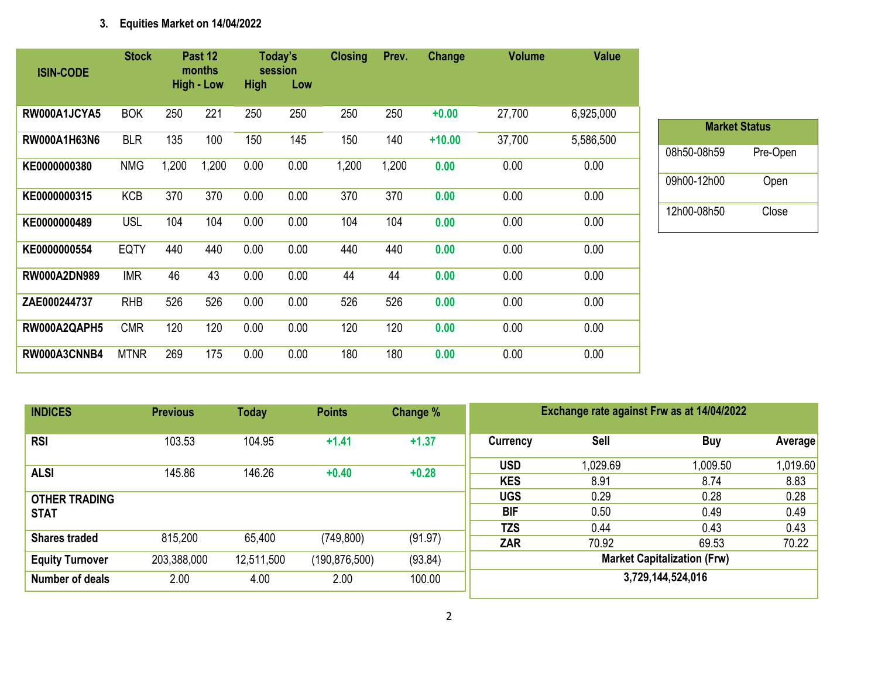### 3. Equities Market on 14/04/2022

| ISIN-CODE | Stock | Past 12 months High | Past 12 months Low | Today's session High | Today's session Low | Closing | Prev. | Change | Volume | Value |
|---|---|---|---|---|---|---|---|---|---|---|
| RW000A1JCYA5 | BOK | 250 | 221 | 250 | 250 | 250 | 250 | +0.00 | 27,700 | 6,925,000 |
| RW000A1H63N6 | BLR | 135 | 100 | 150 | 145 | 150 | 140 | +10.00 | 37,700 | 5,586,500 |
| KE0000000380 | NMG | 1,200 | 1,200 | 0.00 | 0.00 | 1,200 | 1,200 | 0.00 | 0.00 | 0.00 |
| KE0000000315 | KCB | 370 | 370 | 0.00 | 0.00 | 370 | 370 | 0.00 | 0.00 | 0.00 |
| KE0000000489 | USL | 104 | 104 | 0.00 | 0.00 | 104 | 104 | 0.00 | 0.00 | 0.00 |
| KE0000000554 | EQTY | 440 | 440 | 0.00 | 0.00 | 440 | 440 | 0.00 | 0.00 | 0.00 |
| RW000A2DN989 | IMR | 46 | 43 | 0.00 | 0.00 | 44 | 44 | 0.00 | 0.00 | 0.00 |
| ZAE000244737 | RHB | 526 | 526 | 0.00 | 0.00 | 526 | 526 | 0.00 | 0.00 | 0.00 |
| RW000A2QAPH5 | CMR | 120 | 120 | 0.00 | 0.00 | 120 | 120 | 0.00 | 0.00 | 0.00 |
| RW000A3CNNB4 | MTNR | 269 | 175 | 0.00 | 0.00 | 180 | 180 | 0.00 | 0.00 | 0.00 |

| Market Status | |
|---|---|
| 08h50-08h59 | Pre-Open |
| 09h00-12h00 | Open |
| 12h00-08h50 | Close |

| INDICES | Previous | Today | Points | Change % |
|---|---|---|---|---|
| RSI | 103.53 | 104.95 | +1.41 | +1.37 |
| ALSI | 145.86 | 146.26 | +0.40 | +0.28 |
| OTHER TRADING STAT | | | | |
| Shares traded | 815,200 | 65,400 | (749,800) | (91.97) |
| Equity Turnover | 203,388,000 | 12,511,500 | (190,876,500) | (93.84) |
| Number of deals | 2.00 | 4.00 | 2.00 | 100.00 |

| Exchange rate against Frw as at 14/04/2022 | | | |
|---|---|---|---|
| Currency | Sell | Buy | Average |
| USD | 1,029.69 | 1,009.50 | 1,019.60 |
| KES | 8.91 | 8.74 | 8.83 |
| UGS | 0.29 | 0.28 | 0.28 |
| BIF | 0.50 | 0.49 | 0.49 |
| TZS | 0.44 | 0.43 | 0.43 |
| ZAR | 70.92 | 69.53 | 70.22 |

**Market Capitalization (Frw)**

**3,729,144,524,016**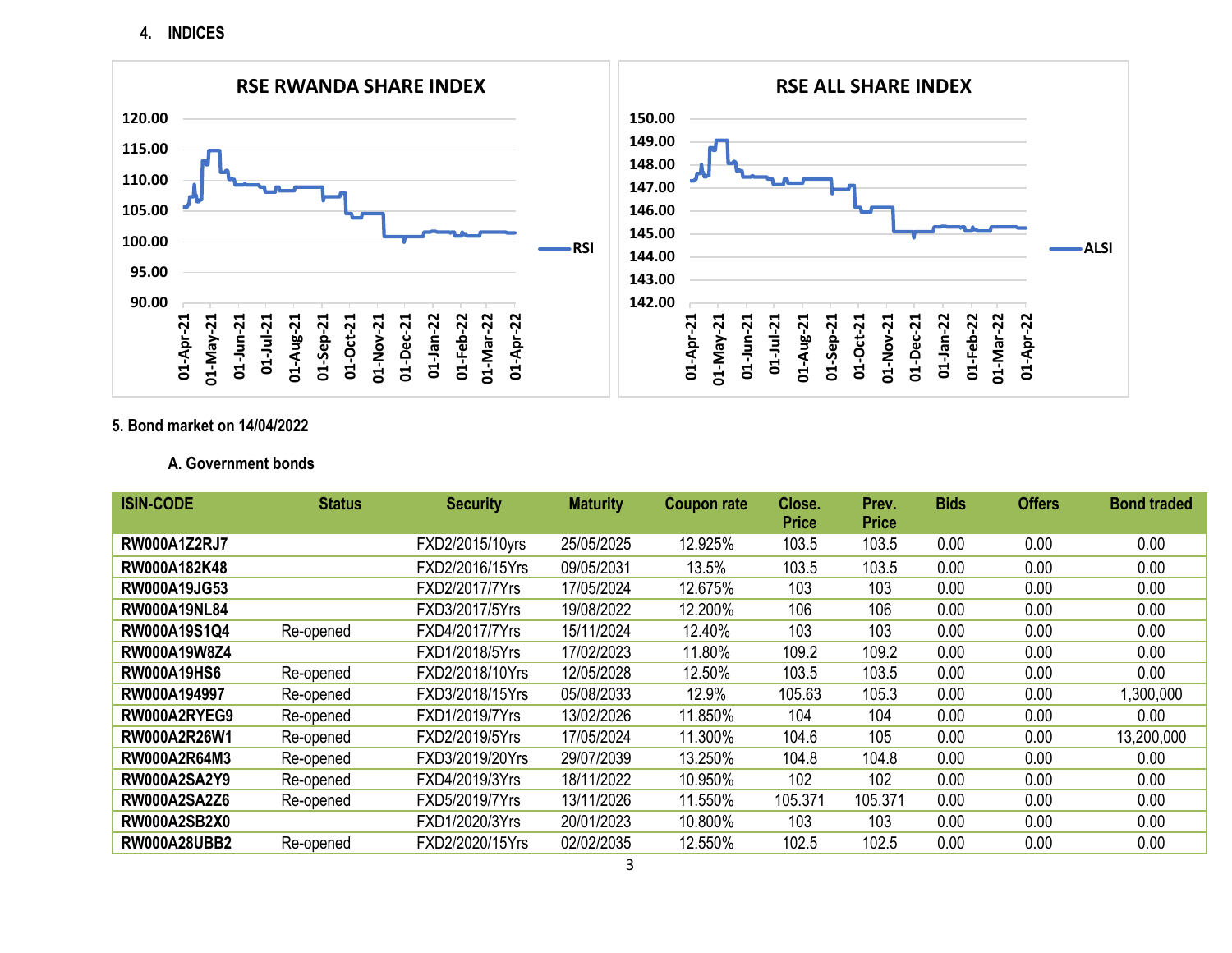## 4. INDICES

**RSE RWANDA SHARE INDEX**

**RSE ALL SHARE INDEX**

## 5. Bond market on 14/04/2022

### A. Government bonds

| ISIN-CODE | Status | Security | Maturity | Coupon rate | Close. Price | Prev. Price | Bids | Offers | Bond traded |
|---|---|---|---|---|---|---|---|---|---|
| RW000A1Z2RJ7 | | FXD2/2015/10yrs | 25/05/2025 | 12.925% | 103.5 | 103.5 | 0.00 | 0.00 | 0.00 |
| RW000A182K48 | | FXD2/2016/15Yrs | 09/05/2031 | 13.5% | 103.5 | 103.5 | 0.00 | 0.00 | 0.00 |
| RW000A19JG53 | | FXD2/2017/7Yrs | 17/05/2024 | 12.675% | 103 | 103 | 0.00 | 0.00 | 0.00 |
| RW000A19NL84 | | FXD3/2017/5Yrs | 19/08/2022 | 12.200% | 106 | 106 | 0.00 | 0.00 | 0.00 |
| RW000A19S1Q4 | Re-opened | FXD4/2017/7Yrs | 15/11/2024 | 12.40% | 103 | 103 | 0.00 | 0.00 | 0.00 |
| RW000A19W8Z4 | | FXD1/2018/5Yrs | 17/02/2023 | 11.80% | 109.2 | 109.2 | 0.00 | 0.00 | 0.00 |
| RW000A19HS6 | Re-opened | FXD2/2018/10Yrs | 12/05/2028 | 12.50% | 103.5 | 103.5 | 0.00 | 0.00 | 0.00 |
| RW000A194997 | Re-opened | FXD3/2018/15Yrs | 05/08/2033 | 12.9% | 105.63 | 105.3 | 0.00 | 0.00 | 1,300,000 |
| RW000A2RYEG9 | Re-opened | FXD1/2019/7Yrs | 13/02/2026 | 11.850% | 104 | 104 | 0.00 | 0.00 | 0.00 |
| RW000A2R26W1 | Re-opened | FXD2/2019/5Yrs | 17/05/2024 | 11.300% | 104.6 | 105 | 0.00 | 0.00 | 13,200,000 |
| RW000A2R64M3 | Re-opened | FXD3/2019/20Yrs | 29/07/2039 | 13.250% | 104.8 | 104.8 | 0.00 | 0.00 | 0.00 |
| RW000A2SA2Y9 | Re-opened | FXD4/2019/3Yrs | 18/11/2022 | 10.950% | 102 | 102 | 0.00 | 0.00 | 0.00 |
| RW000A2SA2Z6 | Re-opened | FXD5/2019/7Yrs | 13/11/2026 | 11.550% | 105.371 | 105.371 | 0.00 | 0.00 | 0.00 |
| RW000A2SB2X0 | | FXD1/2020/3Yrs | 20/01/2023 | 10.800% | 103 | 103 | 0.00 | 0.00 | 0.00 |
| RW000A28UBB2 | Re-opened | FXD2/2020/15Yrs | 02/02/2035 | 12.550% | 102.5 | 102.5 | 0.00 | 0.00 | 0.00 |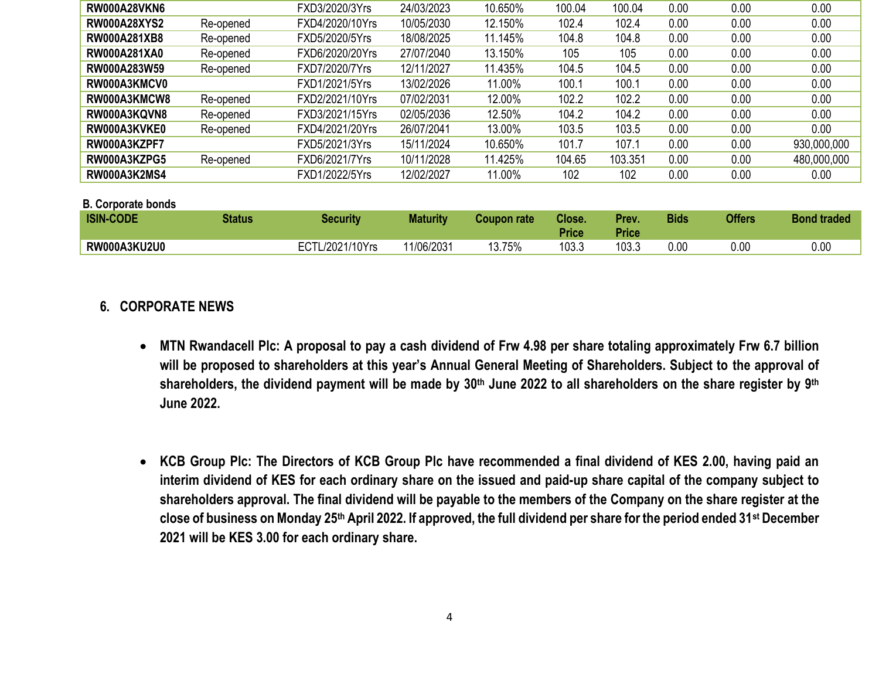| ISIN-CODE | Status | Security | Maturity | Coupon rate | Close. Price | Prev. Price | Bids | Offers | Bond traded |
|---|---|---|---|---|---|---|---|---|---|
| **RW000A28VKN6** | | FXD3/2020/3Yrs | 24/03/2023 | 10.650% | 100.04 | 100.04 | 0.00 | 0.00 | 0.00 |
| **RW000A28XYS2** | Re-opened | FXD4/2020/10Yrs | 10/05/2030 | 12.150% | 102.4 | 102.4 | 0.00 | 0.00 | 0.00 |
| **RW000A281XB8** | Re-opened | FXD5/2020/5Yrs | 18/08/2025 | 11.145% | 104.8 | 104.8 | 0.00 | 0.00 | 0.00 |
| **RW000A281XA0** | Re-opened | FXD6/2020/20Yrs | 27/07/2040 | 13.150% | 105 | 105 | 0.00 | 0.00 | 0.00 |
| **RW000A283W59** | Re-opened | FXD7/2020/7Yrs | 12/11/2027 | 11.435% | 104.5 | 104.5 | 0.00 | 0.00 | 0.00 |
| **RW000A3KMCV0** | | FXD1/2021/5Yrs | 13/02/2026 | 11.00% | 100.1 | 100.1 | 0.00 | 0.00 | 0.00 |
| **RW000A3KMCW8** | Re-opened | FXD2/2021/10Yrs | 07/02/2031 | 12.00% | 102.2 | 102.2 | 0.00 | 0.00 | 0.00 |
| **RW000A3KQVN8** | Re-opened | FXD3/2021/15Yrs | 02/05/2036 | 12.50% | 104.2 | 104.2 | 0.00 | 0.00 | 0.00 |
| **RW000A3KVKE0** | Re-opened | FXD4/2021/20Yrs | 26/07/2041 | 13.00% | 103.5 | 103.5 | 0.00 | 0.00 | 0.00 |
| **RW000A3KZPF7** | | FXD5/2021/3Yrs | 15/11/2024 | 10.650% | 101.7 | 107.1 | 0.00 | 0.00 | 930,000,000 |
| **RW000A3KZPG5** | Re-opened | FXD6/2021/7Yrs | 10/11/2028 | 11.425% | 104.65 | 103.351 | 0.00 | 0.00 | 480,000,000 |
| **RW000A3K2MS4** | | FXD1/2022/5Yrs | 12/02/2027 | 11.00% | 102 | 102 | 0.00 | 0.00 | 0.00 |

**B. Corporate bonds**

| ISIN-CODE | Status | Security | Maturity | Coupon rate | Close. Price | Prev. Price | Bids | Offers | Bond traded |
|---|---|---|---|---|---|---|---|---|---|
| **RW000A3KU2U0** | | ECTL/2021/10Yrs | 11/06/2031 | 13.75% | 103.3 | 103.3 | 0.00 | 0.00 | 0.00 |

## 6. CORPORATE NEWS

- **MTN Rwandacell Plc: A proposal to pay a cash dividend of Frw 4.98 per share totaling approximately Frw 6.7 billion will be proposed to shareholders at this year's Annual General Meeting of Shareholders. Subject to the approval of shareholders, the dividend payment will be made by 30th June 2022 to all shareholders on the share register by 9th June 2022.**

- **KCB Group Plc: The Directors of KCB Group Plc have recommended a final dividend of KES 2.00, having paid an interim dividend of KES for each ordinary share on the issued and paid-up share capital of the company subject to shareholders approval. The final dividend will be payable to the members of the Company on the share register at the close of business on Monday 25th April 2022. If approved, the full dividend per share for the period ended 31st December 2021 will be KES 3.00 for each ordinary share.**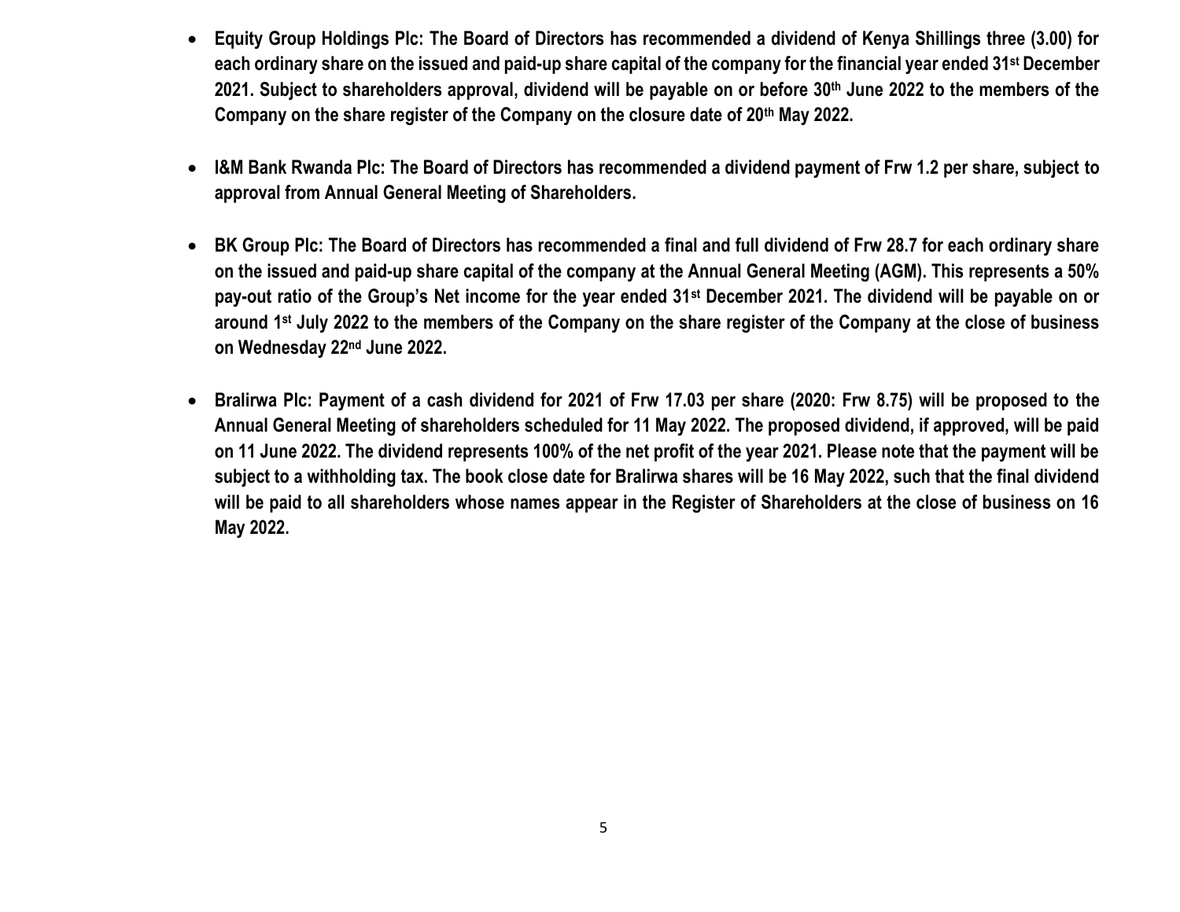- **Equity Group Holdings Plc: The Board of Directors has recommended a dividend of Kenya Shillings three (3.00) for each ordinary share on the issued and paid-up share capital of the company for the financial year ended 31st December 2021. Subject to shareholders approval, dividend will be payable on or before 30th June 2022 to the members of the Company on the share register of the Company on the closure date of 20th May 2022.**

- **I&M Bank Rwanda Plc: The Board of Directors has recommended a dividend payment of Frw 1.2 per share, subject to approval from Annual General Meeting of Shareholders.**

- **BK Group Plc: The Board of Directors has recommended a final and full dividend of Frw 28.7 for each ordinary share on the issued and paid-up share capital of the company at the Annual General Meeting (AGM). This represents a 50% pay-out ratio of the Group's Net income for the year ended 31st December 2021. The dividend will be payable on or around 1st July 2022 to the members of the Company on the share register of the Company at the close of business on Wednesday 22nd June 2022.**

- **Bralirwa Plc: Payment of a cash dividend for 2021 of Frw 17.03 per share (2020: Frw 8.75) will be proposed to the Annual General Meeting of shareholders scheduled for 11 May 2022. The proposed dividend, if approved, will be paid on 11 June 2022. The dividend represents 100% of the net profit of the year 2021. Please note that the payment will be subject to a withholding tax. The book close date for Bralirwa shares will be 16 May 2022, such that the final dividend will be paid to all shareholders whose names appear in the Register of Shareholders at the close of business on 16 May 2022.**